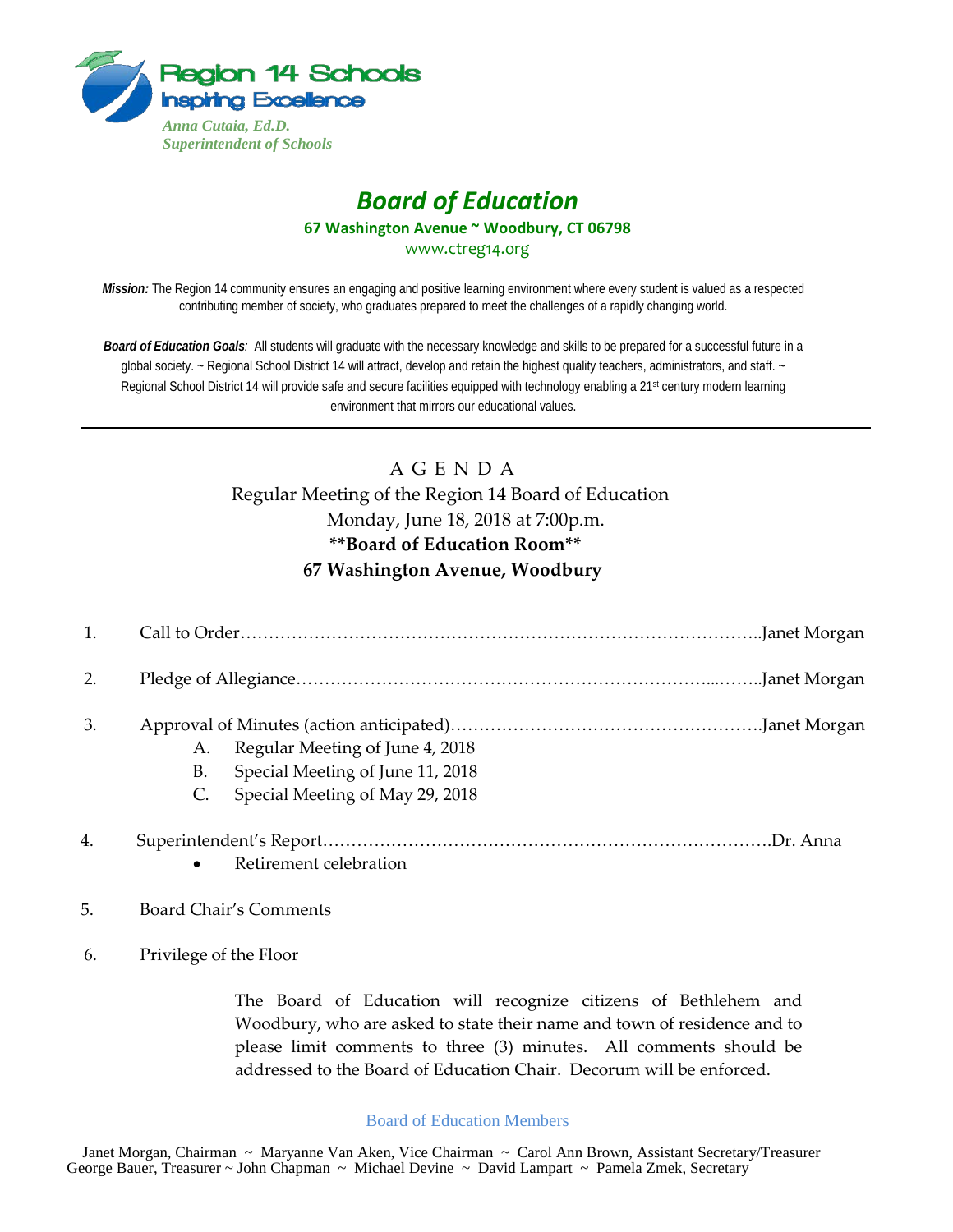Region 14 Schools
Inspiring Excellence

*Anna Cutaia, Ed.D.*
*Superintendent of Schools*

# *Board of Education*

**67 Washington Avenue ~ Woodbury, CT 06798**

www.ctreg14.org

***Mission:*** The Region 14 community ensures an engaging and positive learning environment where every student is valued as a respected contributing member of society, who graduates prepared to meet the challenges of a rapidly changing world.

***Board of Education Goals**:* All students will graduate with the necessary knowledge and skills to be prepared for a successful future in a global society. ~ Regional School District 14 will attract, develop and retain the highest quality teachers, administrators, and staff. ~ Regional School District 14 will provide safe and secure facilities equipped with technology enabling a 21st century modern learning environment that mirrors our educational values.

---

A G E N D A

Regular Meeting of the Region 14 Board of Education

Monday, June 18, 2018 at 7:00p.m.

**\*\*Board of Education Room\*\***

**67 Washington Avenue, Woodbury**

1. Call to Order………………………………………………………………………………..Janet Morgan

2. Pledge of Allegiance…………………………………………………………………...……..Janet Morgan

3. Approval of Minutes (action anticipated)……………………………………………….Janet Morgan
   - A. Regular Meeting of June 4, 2018
   - B. Special Meeting of June 11, 2018
   - C. Special Meeting of May 29, 2018

4. Superintendent's Report…………………………………………………………………….Dr. Anna
   - Retirement celebration

5. Board Chair's Comments

6. Privilege of the Floor

   The Board of Education will recognize citizens of Bethlehem and Woodbury, who are asked to state their name and town of residence and to please limit comments to three (3) minutes. All comments should be addressed to the Board of Education Chair. Decorum will be enforced.

Board of Education Members

Janet Morgan, Chairman ~ Maryanne Van Aken, Vice Chairman ~ Carol Ann Brown, Assistant Secretary/Treasurer
George Bauer, Treasurer ~ John Chapman ~ Michael Devine ~ David Lampart ~ Pamela Zmek, Secretary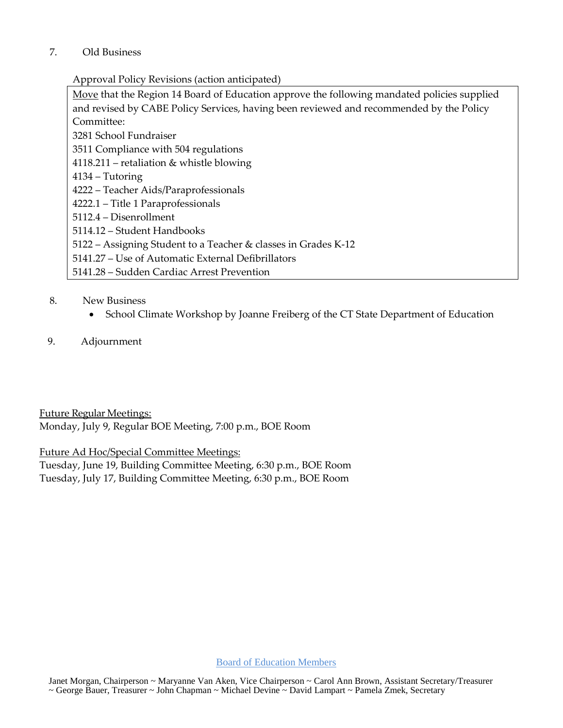7. Old Business

Approval Policy Revisions (action anticipated)

> <u>Move</u> that the Region 14 Board of Education approve the following mandated policies supplied and revised by CABE Policy Services, having been reviewed and recommended by the Policy Committee:
> 3281 School Fundraiser
> 3511 Compliance with 504 regulations
> 4118.211 – retaliation & whistle blowing
> 4134 – Tutoring
> 4222 – Teacher Aids/Paraprofessionals
> 4222.1 – Title 1 Paraprofessionals
> 5112.4 – Disenrollment
> 5114.12 – Student Handbooks
> 5122 – Assigning Student to a Teacher & classes in Grades K-12
> 5141.27 – Use of Automatic External Defibrillators
> 5141.28 – Sudden Cardiac Arrest Prevention

8. New Business
   - School Climate Workshop by Joanne Freiberg of the CT State Department of Education

9. Adjournment

<u>Future Regular Meetings:</u>
Monday, July 9, Regular BOE Meeting, 7:00 p.m., BOE Room

<u>Future Ad Hoc/Special Committee Meetings:</u>
Tuesday, June 19, Building Committee Meeting, 6:30 p.m., BOE Room
Tuesday, July 17, Building Committee Meeting, 6:30 p.m., BOE Room

<u>Board of Education Members</u>

Janet Morgan, Chairperson ~ Maryanne Van Aken, Vice Chairperson ~ Carol Ann Brown, Assistant Secretary/Treasurer ~ George Bauer, Treasurer ~ John Chapman ~ Michael Devine ~ David Lampart ~ Pamela Zmek, Secretary